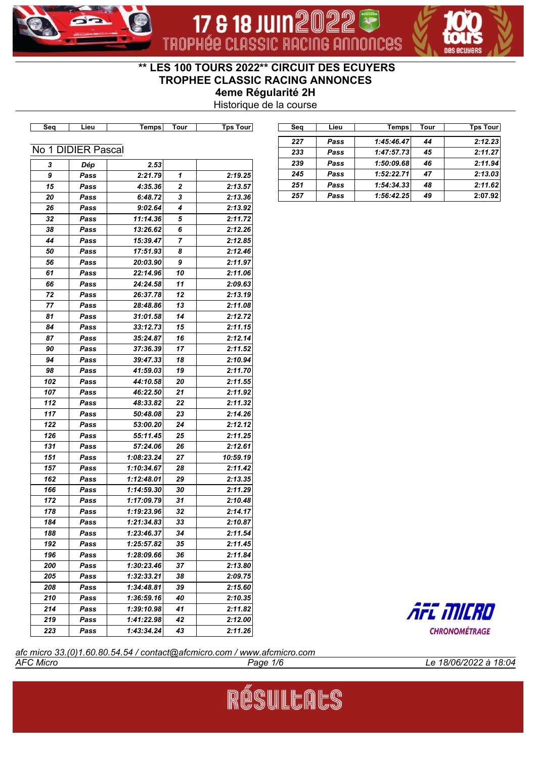## ** LES 100 TOURS 2022** CIRCUIT DES ECUYERS
## TROPHEE CLASSIC RACING ANNONCES
### 4eme Régularité 2H
Historique de la course

No 1 DIDIER Pascal

| Seq | Lieu | Temps | Tour | Tps Tour |
|---|---|---|---|---|
| 3 | Dép | 2.53 | | |
| 9 | Pass | 2:21.79 | 1 | 2:19.25 |
| 15 | Pass | 4:35.36 | 2 | 2:13.57 |
| 20 | Pass | 6:48.72 | 3 | 2:13.36 |
| 26 | Pass | 9:02.64 | 4 | 2:13.92 |
| 32 | Pass | 11:14.36 | 5 | 2:11.72 |
| 38 | Pass | 13:26.62 | 6 | 2:12.26 |
| 44 | Pass | 15:39.47 | 7 | 2:12.85 |
| 50 | Pass | 17:51.93 | 8 | 2:12.46 |
| 56 | Pass | 20:03.90 | 9 | 2:11.97 |
| 61 | Pass | 22:14.96 | 10 | 2:11.06 |
| 66 | Pass | 24:24.58 | 11 | 2:09.63 |
| 72 | Pass | 26:37.78 | 12 | 2:13.19 |
| 77 | Pass | 28:48.86 | 13 | 2:11.08 |
| 81 | Pass | 31:01.58 | 14 | 2:12.72 |
| 84 | Pass | 33:12.73 | 15 | 2:11.15 |
| 87 | Pass | 35:24.87 | 16 | 2:12.14 |
| 90 | Pass | 37:36.39 | 17 | 2:11.52 |
| 94 | Pass | 39:47.33 | 18 | 2:10.94 |
| 98 | Pass | 41:59.03 | 19 | 2:11.70 |
| 102 | Pass | 44:10.58 | 20 | 2:11.55 |
| 107 | Pass | 46:22.50 | 21 | 2:11.92 |
| 112 | Pass | 48:33.82 | 22 | 2:11.32 |
| 117 | Pass | 50:48.08 | 23 | 2:14.26 |
| 122 | Pass | 53:00.20 | 24 | 2:12.12 |
| 126 | Pass | 55:11.45 | 25 | 2:11.25 |
| 131 | Pass | 57:24.06 | 26 | 2:12.61 |
| 151 | Pass | 1:08:23.24 | 27 | 10:59.19 |
| 157 | Pass | 1:10:34.67 | 28 | 2:11.42 |
| 162 | Pass | 1:12:48.01 | 29 | 2:13.35 |
| 166 | Pass | 1:14:59.30 | 30 | 2:11.29 |
| 172 | Pass | 1:17:09.79 | 31 | 2:10.48 |
| 178 | Pass | 1:19:23.96 | 32 | 2:14.17 |
| 184 | Pass | 1:21:34.83 | 33 | 2:10.87 |
| 188 | Pass | 1:23:46.37 | 34 | 2:11.54 |
| 192 | Pass | 1:25:57.82 | 35 | 2:11.45 |
| 196 | Pass | 1:28:09.66 | 36 | 2:11.84 |
| 200 | Pass | 1:30:23.46 | 37 | 2:13.80 |
| 205 | Pass | 1:32:33.21 | 38 | 2:09.75 |
| 208 | Pass | 1:34:48.81 | 39 | 2:15.60 |
| 210 | Pass | 1:36:59.16 | 40 | 2:10.35 |
| 214 | Pass | 1:39:10.98 | 41 | 2:11.82 |
| 219 | Pass | 1:41:22.98 | 42 | 2:12.00 |
| 223 | Pass | 1:43:34.24 | 43 | 2:11.26 |
| 227 | Pass | 1:45:46.47 | 44 | 2:12.23 |
| 233 | Pass | 1:47:57.73 | 45 | 2:11.27 |
| 239 | Pass | 1:50:09.68 | 46 | 2:11.94 |
| 245 | Pass | 1:52:22.71 | 47 | 2:13.03 |
| 251 | Pass | 1:54:34.33 | 48 | 2:11.62 |
| 257 | Pass | 1:56:42.25 | 49 | 2:07.92 |

afc micro 33.(0)1.60.80.54.54 / contact@afcmicro.com / www.afcmicro.com

AFC Micro — Le 18/06/2022 à 18:04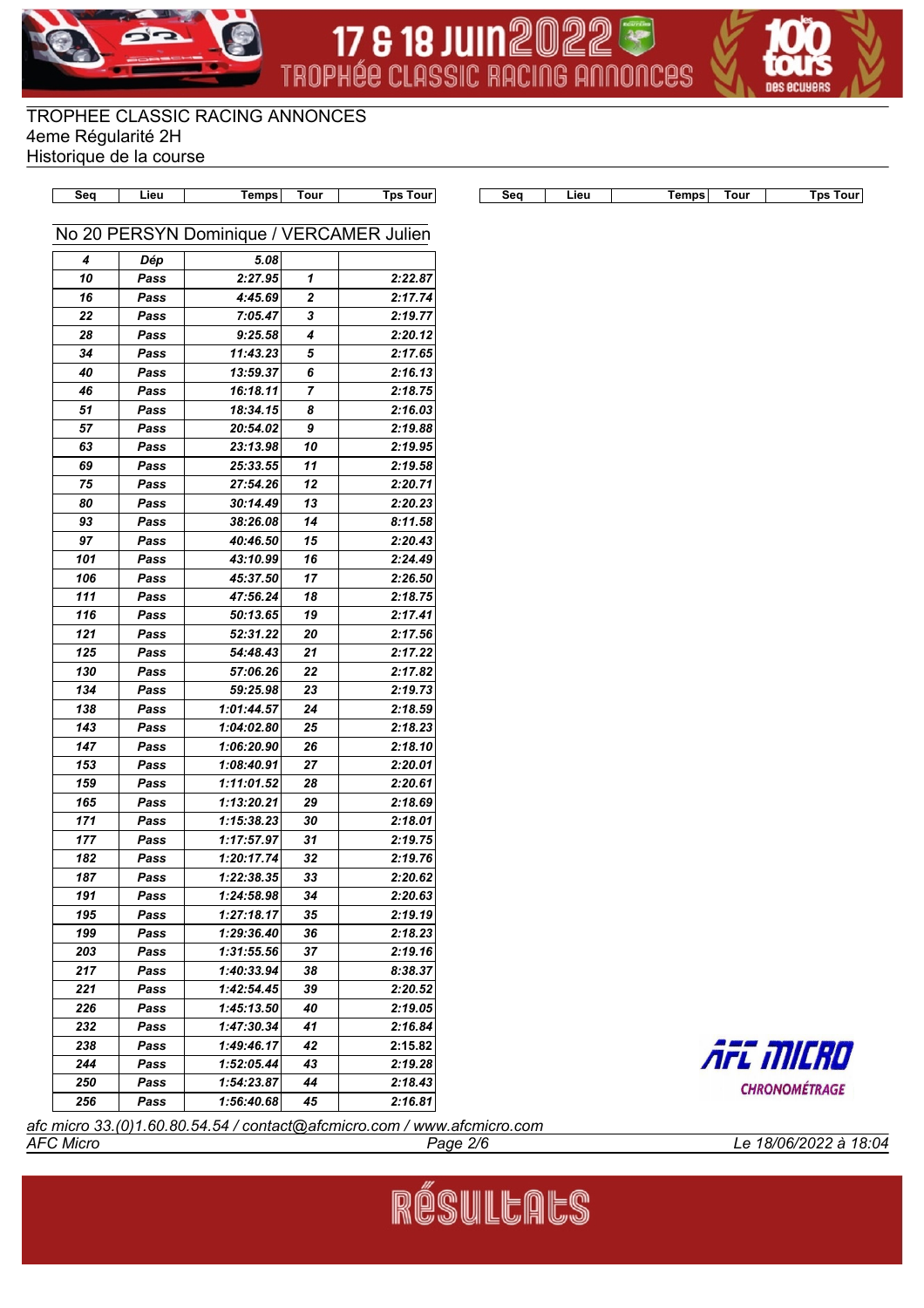TROPHEE CLASSIC RACING ANNONCES
4eme Régularité 2H
Historique de la course

## No 20 PERSYN Dominique / VERCAMER Julien

| Seq | Lieu | Temps | Tour | Tps Tour |
|---|---|---|---|---|
| 4 | Dép | 5.08 | | |
| 10 | Pass | 2:27.95 | 1 | 2:22.87 |
| 16 | Pass | 4:45.69 | 2 | 2:17.74 |
| 22 | Pass | 7:05.47 | 3 | 2:19.77 |
| 28 | Pass | 9:25.58 | 4 | 2:20.12 |
| 34 | Pass | 11:43.23 | 5 | 2:17.65 |
| 40 | Pass | 13:59.37 | 6 | 2:16.13 |
| 46 | Pass | 16:18.11 | 7 | 2:18.75 |
| 51 | Pass | 18:34.15 | 8 | 2:16.03 |
| 57 | Pass | 20:54.02 | 9 | 2:19.88 |
| 63 | Pass | 23:13.98 | 10 | 2:19.95 |
| 69 | Pass | 25:33.55 | 11 | 2:19.58 |
| 75 | Pass | 27:54.26 | 12 | 2:20.71 |
| 80 | Pass | 30:14.49 | 13 | 2:20.23 |
| 93 | Pass | 38:26.08 | 14 | 8:11.58 |
| 97 | Pass | 40:46.50 | 15 | 2:20.43 |
| 101 | Pass | 43:10.99 | 16 | 2:24.49 |
| 106 | Pass | 45:37.50 | 17 | 2:26.50 |
| 111 | Pass | 47:56.24 | 18 | 2:18.75 |
| 116 | Pass | 50:13.65 | 19 | 2:17.41 |
| 121 | Pass | 52:31.22 | 20 | 2:17.56 |
| 125 | Pass | 54:48.43 | 21 | 2:17.22 |
| 130 | Pass | 57:06.26 | 22 | 2:17.82 |
| 134 | Pass | 59:25.98 | 23 | 2:19.73 |
| 138 | Pass | 1:01:44.57 | 24 | 2:18.59 |
| 143 | Pass | 1:04:02.80 | 25 | 2:18.23 |
| 147 | Pass | 1:06:20.90 | 26 | 2:18.10 |
| 153 | Pass | 1:08:40.91 | 27 | 2:20.01 |
| 159 | Pass | 1:11:01.52 | 28 | 2:20.61 |
| 165 | Pass | 1:13:20.21 | 29 | 2:18.69 |
| 171 | Pass | 1:15:38.23 | 30 | 2:18.01 |
| 177 | Pass | 1:17:57.97 | 31 | 2:19.75 |
| 182 | Pass | 1:20:17.74 | 32 | 2:19.76 |
| 187 | Pass | 1:22:38.35 | 33 | 2:20.62 |
| 191 | Pass | 1:24:58.98 | 34 | 2:20.63 |
| 195 | Pass | 1:27:18.17 | 35 | 2:19.19 |
| 199 | Pass | 1:29:36.40 | 36 | 2:18.23 |
| 203 | Pass | 1:31:55.56 | 37 | 2:19.16 |
| 217 | Pass | 1:40:33.94 | 38 | 8:38.37 |
| 221 | Pass | 1:42:54.45 | 39 | 2:20.52 |
| 226 | Pass | 1:45:13.50 | 40 | 2:19.05 |
| 232 | Pass | 1:47:30.34 | 41 | 2:16.84 |
| 238 | Pass | 1:49:46.17 | 42 | 2:15.82 |
| 244 | Pass | 1:52:05.44 | 43 | 2:19.28 |
| 250 | Pass | 1:54:23.87 | 44 | 2:18.43 |
| 256 | Pass | 1:56:40.68 | 45 | 2:16.81 |

afc micro 33.(0)1.60.80.54.54 / contact@afcmicro.com / www.afcmicro.com
AFC Micro — Le 18/06/2022 à 18:04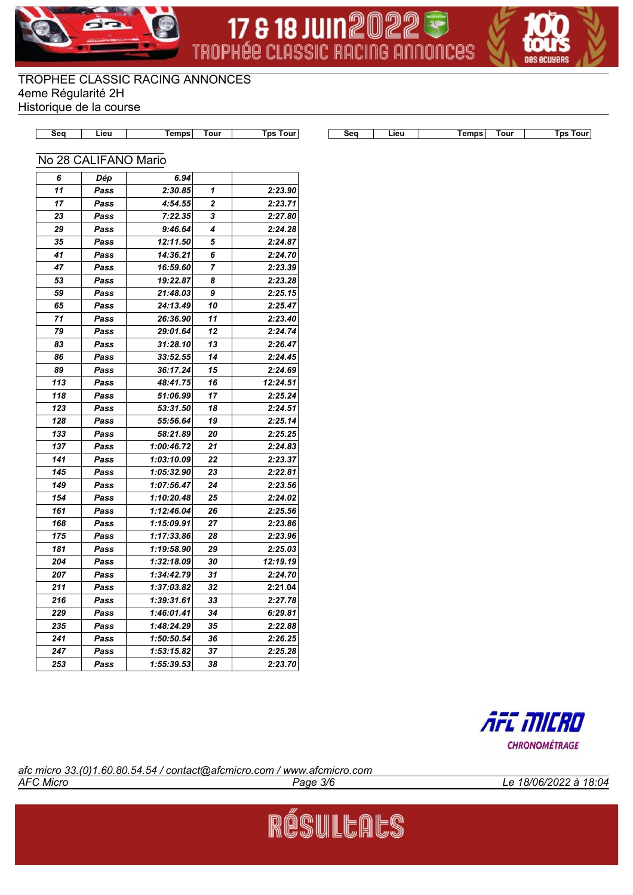TROPHEE CLASSIC RACING ANNONCES
4eme Régularité 2H
Historique de la course

## No 28 CALIFANO Mario

| Seq | Lieu | Temps | Tour | Tps Tour |
|---|---|---|---|---|
| 6 | Dép | 6.94 | | |
| 11 | Pass | 2:30.85 | 1 | 2:23.90 |
| 17 | Pass | 4:54.55 | 2 | 2:23.71 |
| 23 | Pass | 7:22.35 | 3 | 2:27.80 |
| 29 | Pass | 9:46.64 | 4 | 2:24.28 |
| 35 | Pass | 12:11.50 | 5 | 2:24.87 |
| 41 | Pass | 14:36.21 | 6 | 2:24.70 |
| 47 | Pass | 16:59.60 | 7 | 2:23.39 |
| 53 | Pass | 19:22.87 | 8 | 2:23.28 |
| 59 | Pass | 21:48.03 | 9 | 2:25.15 |
| 65 | Pass | 24:13.49 | 10 | 2:25.47 |
| 71 | Pass | 26:36.90 | 11 | 2:23.40 |
| 79 | Pass | 29:01.64 | 12 | 2:24.74 |
| 83 | Pass | 31:28.10 | 13 | 2:26.47 |
| 86 | Pass | 33:52.55 | 14 | 2:24.45 |
| 89 | Pass | 36:17.24 | 15 | 2:24.69 |
| 113 | Pass | 48:41.75 | 16 | 12:24.51 |
| 118 | Pass | 51:06.99 | 17 | 2:25.24 |
| 123 | Pass | 53:31.50 | 18 | 2:24.51 |
| 128 | Pass | 55:56.64 | 19 | 2:25.14 |
| 133 | Pass | 58:21.89 | 20 | 2:25.25 |
| 137 | Pass | 1:00:46.72 | 21 | 2:24.83 |
| 141 | Pass | 1:03:10.09 | 22 | 2:23.37 |
| 145 | Pass | 1:05:32.90 | 23 | 2:22.81 |
| 149 | Pass | 1:07:56.47 | 24 | 2:23.56 |
| 154 | Pass | 1:10:20.48 | 25 | 2:24.02 |
| 161 | Pass | 1:12:46.04 | 26 | 2:25.56 |
| 168 | Pass | 1:15:09.91 | 27 | 2:23.86 |
| 175 | Pass | 1:17:33.86 | 28 | 2:23.96 |
| 181 | Pass | 1:19:58.90 | 29 | 2:25.03 |
| 204 | Pass | 1:32:18.09 | 30 | 12:19.19 |
| 207 | Pass | 1:34:42.79 | 31 | 2:24.70 |
| 211 | Pass | 1:37:03.82 | 32 | 2:21.04 |
| 216 | Pass | 1:39:31.61 | 33 | 2:27.78 |
| 229 | Pass | 1:46:01.41 | 34 | 6:29.81 |
| 235 | Pass | 1:48:24.29 | 35 | 2:22.88 |
| 241 | Pass | 1:50:50.54 | 36 | 2:26.25 |
| 247 | Pass | 1:53:15.82 | 37 | 2:25.28 |
| 253 | Pass | 1:55:39.53 | 38 | 2:23.70 |

afc micro 33.(0)1.60.80.54.54 / contact@afcmicro.com / www.afcmicro.com
AFC Micro — Le 18/06/2022 à 18:04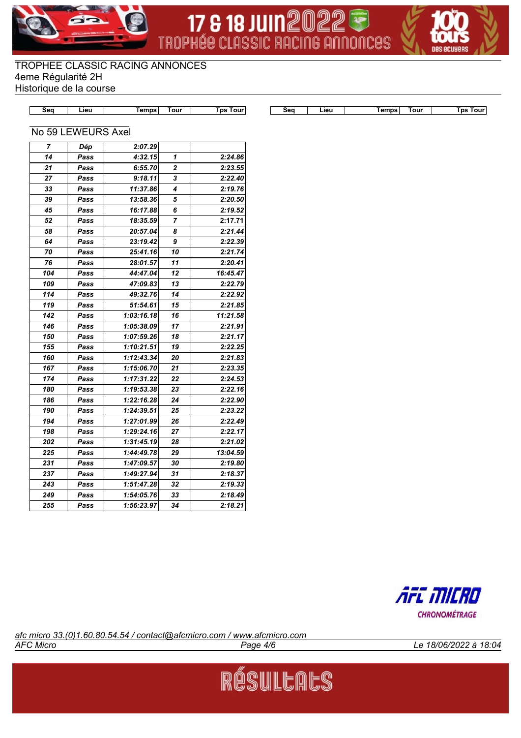TROPHEE CLASSIC RACING ANNONCES
4eme Régularité 2H
Historique de la course

## No 59 LEWEURS Axel

| Seq | Lieu | Temps | Tour | Tps Tour |
|---|---|---|---|---|
| 7 | Dép | 2:07.29 | | |
| 14 | Pass | 4:32.15 | 1 | 2:24.86 |
| 21 | Pass | 6:55.70 | 2 | 2:23.55 |
| 27 | Pass | 9:18.11 | 3 | 2:22.40 |
| 33 | Pass | 11:37.86 | 4 | 2:19.76 |
| 39 | Pass | 13:58.36 | 5 | 2:20.50 |
| 45 | Pass | 16:17.88 | 6 | 2:19.52 |
| 52 | Pass | 18:35.59 | 7 | 2:17.71 |
| 58 | Pass | 20:57.04 | 8 | 2:21.44 |
| 64 | Pass | 23:19.42 | 9 | 2:22.39 |
| 70 | Pass | 25:41.16 | 10 | 2:21.74 |
| 76 | Pass | 28:01.57 | 11 | 2:20.41 |
| 104 | Pass | 44:47.04 | 12 | 16:45.47 |
| 109 | Pass | 47:09.83 | 13 | 2:22.79 |
| 114 | Pass | 49:32.76 | 14 | 2:22.92 |
| 119 | Pass | 51:54.61 | 15 | 2:21.85 |
| 142 | Pass | 1:03:16.18 | 16 | 11:21.58 |
| 146 | Pass | 1:05:38.09 | 17 | 2:21.91 |
| 150 | Pass | 1:07:59.26 | 18 | 2:21.17 |
| 155 | Pass | 1:10:21.51 | 19 | 2:22.25 |
| 160 | Pass | 1:12:43.34 | 20 | 2:21.83 |
| 167 | Pass | 1:15:06.70 | 21 | 2:23.35 |
| 174 | Pass | 1:17:31.22 | 22 | 2:24.53 |
| 180 | Pass | 1:19:53.38 | 23 | 2:22.16 |
| 186 | Pass | 1:22:16.28 | 24 | 2:22.90 |
| 190 | Pass | 1:24:39.51 | 25 | 2:23.22 |
| 194 | Pass | 1:27:01.99 | 26 | 2:22.49 |
| 198 | Pass | 1:29:24.16 | 27 | 2:22.17 |
| 202 | Pass | 1:31:45.19 | 28 | 2:21.02 |
| 225 | Pass | 1:44:49.78 | 29 | 13:04.59 |
| 231 | Pass | 1:47:09.57 | 30 | 2:19.80 |
| 237 | Pass | 1:49:27.94 | 31 | 2:18.37 |
| 243 | Pass | 1:51:47.28 | 32 | 2:19.33 |
| 249 | Pass | 1:54:05.76 | 33 | 2:18.49 |
| 255 | Pass | 1:56:23.97 | 34 | 2:18.21 |

*afc micro 33.(0)1.60.80.54.54 / contact@afcmicro.com / www.afcmicro.com*

*AFC Micro* — *Le 18/06/2022 à 18:04*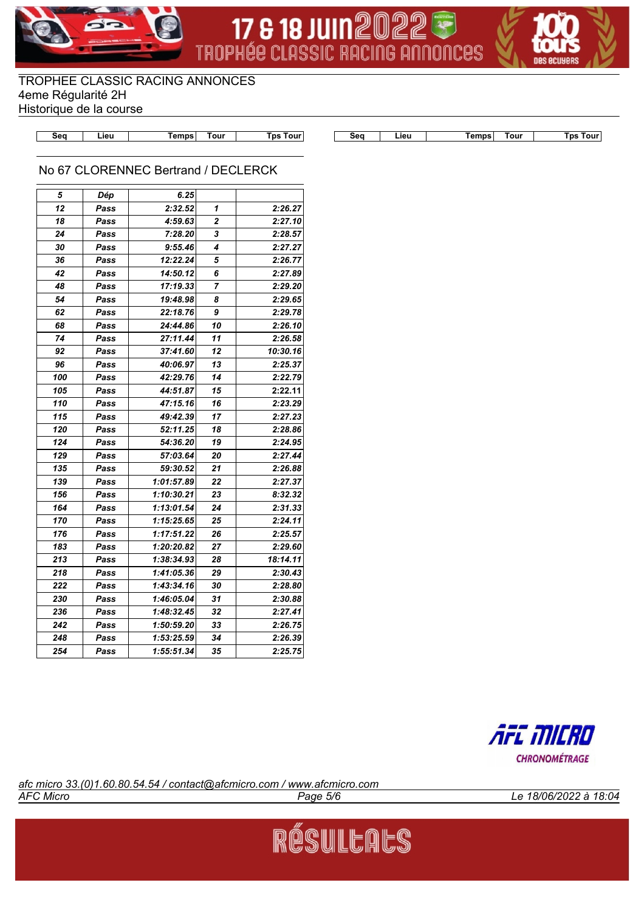TROPHEE CLASSIC RACING ANNONCES
4eme Régularité 2H
Historique de la course

## No 67 CLORENNEC Bertrand / DECLERCK

| Seq | Lieu | Temps | Tour | Tps Tour |
|---|---|---|---|---|
| 5 | Dép | 6.25 | | |
| 12 | Pass | 2:32.52 | 1 | 2:26.27 |
| 18 | Pass | 4:59.63 | 2 | 2:27.10 |
| 24 | Pass | 7:28.20 | 3 | 2:28.57 |
| 30 | Pass | 9:55.46 | 4 | 2:27.27 |
| 36 | Pass | 12:22.24 | 5 | 2:26.77 |
| 42 | Pass | 14:50.12 | 6 | 2:27.89 |
| 48 | Pass | 17:19.33 | 7 | 2:29.20 |
| 54 | Pass | 19:48.98 | 8 | 2:29.65 |
| 62 | Pass | 22:18.76 | 9 | 2:29.78 |
| 68 | Pass | 24:44.86 | 10 | 2:26.10 |
| 74 | Pass | 27:11.44 | 11 | 2:26.58 |
| 92 | Pass | 37:41.60 | 12 | 10:30.16 |
| 96 | Pass | 40:06.97 | 13 | 2:25.37 |
| 100 | Pass | 42:29.76 | 14 | 2:22.79 |
| 105 | Pass | 44:51.87 | 15 | 2:22.11 |
| 110 | Pass | 47:15.16 | 16 | 2:23.29 |
| 115 | Pass | 49:42.39 | 17 | 2:27.23 |
| 120 | Pass | 52:11.25 | 18 | 2:28.86 |
| 124 | Pass | 54:36.20 | 19 | 2:24.95 |
| 129 | Pass | 57:03.64 | 20 | 2:27.44 |
| 135 | Pass | 59:30.52 | 21 | 2:26.88 |
| 139 | Pass | 1:01:57.89 | 22 | 2:27.37 |
| 156 | Pass | 1:10:30.21 | 23 | 8:32.32 |
| 164 | Pass | 1:13:01.54 | 24 | 2:31.33 |
| 170 | Pass | 1:15:25.65 | 25 | 2:24.11 |
| 176 | Pass | 1:17:51.22 | 26 | 2:25.57 |
| 183 | Pass | 1:20:20.82 | 27 | 2:29.60 |
| 213 | Pass | 1:38:34.93 | 28 | 18:14.11 |
| 218 | Pass | 1:41:05.36 | 29 | 2:30.43 |
| 222 | Pass | 1:43:34.16 | 30 | 2:28.80 |
| 230 | Pass | 1:46:05.04 | 31 | 2:30.88 |
| 236 | Pass | 1:48:32.45 | 32 | 2:27.41 |
| 242 | Pass | 1:50:59.20 | 33 | 2:26.75 |
| 248 | Pass | 1:53:25.59 | 34 | 2:26.39 |
| 254 | Pass | 1:55:51.34 | 35 | 2:25.75 |

*afc micro 33.(0)1.60.80.54.54 / contact@afcmicro.com / www.afcmicro.com*

*AFC Micro* — *Le 18/06/2022 à 18:04*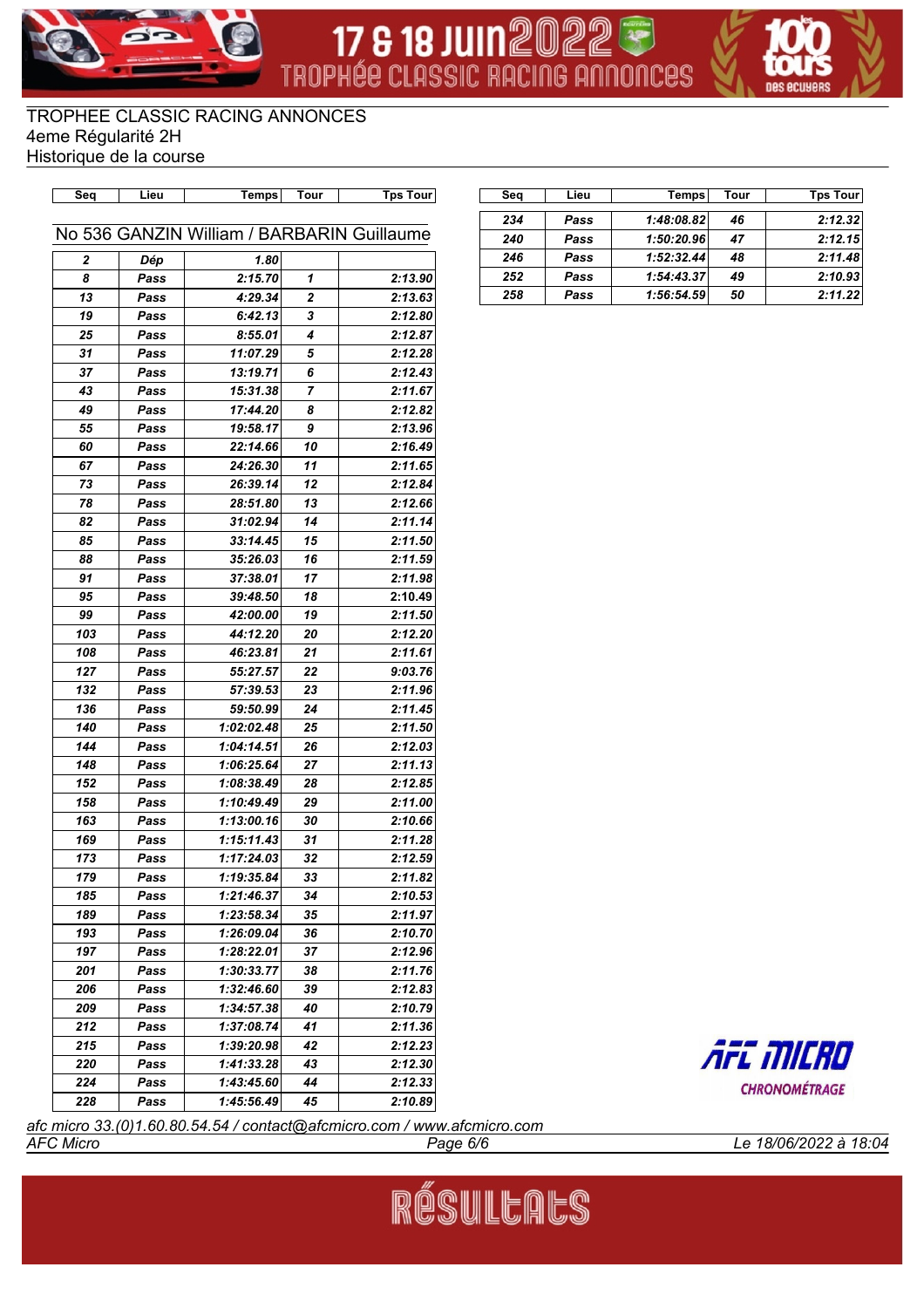TROPHEE CLASSIC RACING ANNONCES
4eme Régularité 2H
Historique de la course

## No 536 GANZIN William / BARBARIN Guillaume

| Seq | Lieu | Temps | Tour | Tps Tour |
|---|---|---|---|---|
| 2 | Dép | 1.80 | | |
| 8 | Pass | 2:15.70 | 1 | 2:13.90 |
| 13 | Pass | 4:29.34 | 2 | 2:13.63 |
| 19 | Pass | 6:42.13 | 3 | 2:12.80 |
| 25 | Pass | 8:55.01 | 4 | 2:12.87 |
| 31 | Pass | 11:07.29 | 5 | 2:12.28 |
| 37 | Pass | 13:19.71 | 6 | 2:12.43 |
| 43 | Pass | 15:31.38 | 7 | 2:11.67 |
| 49 | Pass | 17:44.20 | 8 | 2:12.82 |
| 55 | Pass | 19:58.17 | 9 | 2:13.96 |
| 60 | Pass | 22:14.66 | 10 | 2:16.49 |
| 67 | Pass | 24:26.30 | 11 | 2:11.65 |
| 73 | Pass | 26:39.14 | 12 | 2:12.84 |
| 78 | Pass | 28:51.80 | 13 | 2:12.66 |
| 82 | Pass | 31:02.94 | 14 | 2:11.14 |
| 85 | Pass | 33:14.45 | 15 | 2:11.50 |
| 88 | Pass | 35:26.03 | 16 | 2:11.59 |
| 91 | Pass | 37:38.01 | 17 | 2:11.98 |
| 95 | Pass | 39:48.50 | 18 | 2:10.49 |
| 99 | Pass | 42:00.00 | 19 | 2:11.50 |
| 103 | Pass | 44:12.20 | 20 | 2:12.20 |
| 108 | Pass | 46:23.81 | 21 | 2:11.61 |
| 127 | Pass | 55:27.57 | 22 | 9:03.76 |
| 132 | Pass | 57:39.53 | 23 | 2:11.96 |
| 136 | Pass | 59:50.99 | 24 | 2:11.45 |
| 140 | Pass | 1:02:02.48 | 25 | 2:11.50 |
| 144 | Pass | 1:04:14.51 | 26 | 2:12.03 |
| 148 | Pass | 1:06:25.64 | 27 | 2:11.13 |
| 152 | Pass | 1:08:38.49 | 28 | 2:12.85 |
| 158 | Pass | 1:10:49.49 | 29 | 2:11.00 |
| 163 | Pass | 1:13:00.16 | 30 | 2:10.66 |
| 169 | Pass | 1:15:11.43 | 31 | 2:11.28 |
| 173 | Pass | 1:17:24.03 | 32 | 2:12.59 |
| 179 | Pass | 1:19:35.84 | 33 | 2:11.82 |
| 185 | Pass | 1:21:46.37 | 34 | 2:10.53 |
| 189 | Pass | 1:23:58.34 | 35 | 2:11.97 |
| 193 | Pass | 1:26:09.04 | 36 | 2:10.70 |
| 197 | Pass | 1:28:22.01 | 37 | 2:12.96 |
| 201 | Pass | 1:30:33.77 | 38 | 2:11.76 |
| 206 | Pass | 1:32:46.60 | 39 | 2:12.83 |
| 209 | Pass | 1:34:57.38 | 40 | 2:10.79 |
| 212 | Pass | 1:37:08.74 | 41 | 2:11.36 |
| 215 | Pass | 1:39:20.98 | 42 | 2:12.23 |
| 220 | Pass | 1:41:33.28 | 43 | 2:12.30 |
| 224 | Pass | 1:43:45.60 | 44 | 2:12.33 |
| 228 | Pass | 1:45:56.49 | 45 | 2:10.89 |
| 234 | Pass | 1:48:08.82 | 46 | 2:12.32 |
| 240 | Pass | 1:50:20.96 | 47 | 2:12.15 |
| 246 | Pass | 1:52:32.44 | 48 | 2:11.48 |
| 252 | Pass | 1:54:43.37 | 49 | 2:10.93 |
| 258 | Pass | 1:56:54.59 | 50 | 2:11.22 |

afc micro 33.(0)1.60.80.54.54 / contact@afcmicro.com / www.afcmicro.com

AFC Micro — Le 18/06/2022 à 18:04